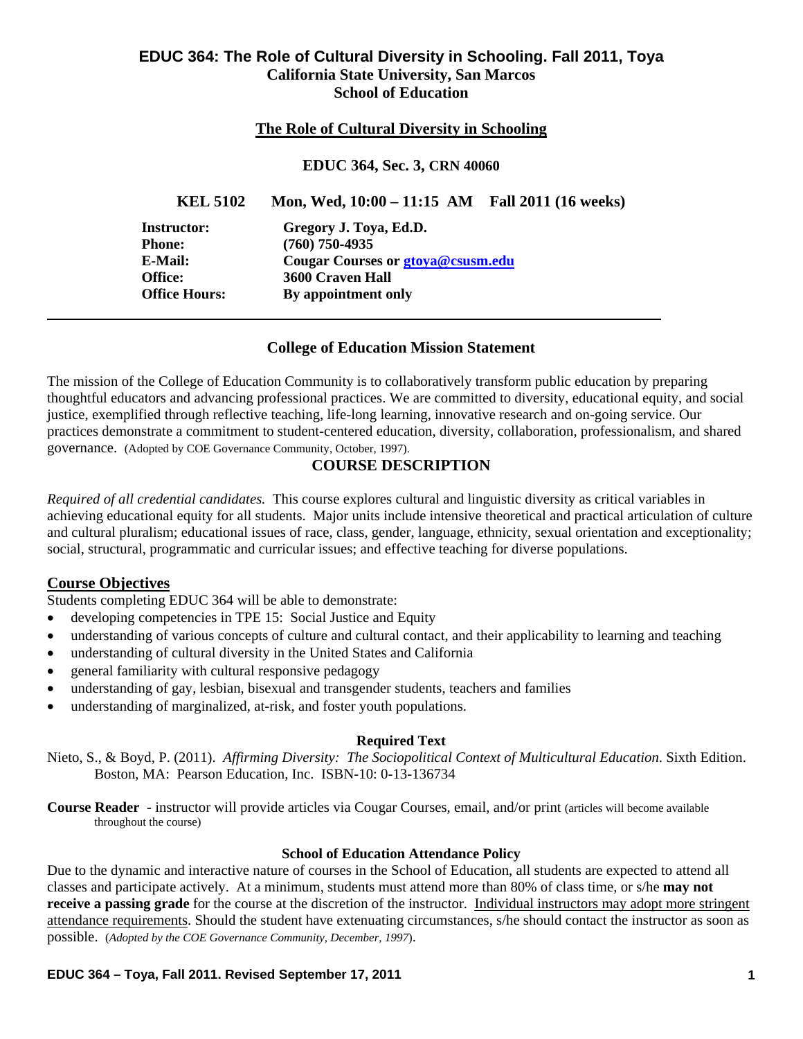# EDUC 364: The Role of Cultural Diversity in Schooling. Fall 2011, Toya

**California State University, San Marcos**

**School of Education**

## The Role of Cultural Diversity in Schooling

**EDUC 364, Sec. 3, CRN 40060**

**KEL 5102 Mon, Wed, 10:00 – 11:15 AM Fall 2011 (16 weeks)**

| | |
|---|---|
| **Instructor:** | **Gregory J. Toya, Ed.D.** |
| **Phone:** | **(760) 750-4935** |
| **E-Mail:** | **Cougar Courses or gtoya@csusm.edu** |
| **Office:** | **3600 Craven Hall** |
| **Office Hours:** | **By appointment only** |

## College of Education Mission Statement

The mission of the College of Education Community is to collaboratively transform public education by preparing thoughtful educators and advancing professional practices. We are committed to diversity, educational equity, and social justice, exemplified through reflective teaching, life-long learning, innovative research and on-going service. Our practices demonstrate a commitment to student-centered education, diversity, collaboration, professionalism, and shared governance. (Adopted by COE Governance Community, October, 1997).

## COURSE DESCRIPTION

*Required of all credential candidates.* This course explores cultural and linguistic diversity as critical variables in achieving educational equity for all students. Major units include intensive theoretical and practical articulation of culture and cultural pluralism; educational issues of race, class, gender, language, ethnicity, sexual orientation and exceptionality; social, structural, programmatic and curricular issues; and effective teaching for diverse populations.

### Course Objectives

Students completing EDUC 364 will be able to demonstrate:

- developing competencies in TPE 15: Social Justice and Equity
- understanding of various concepts of culture and cultural contact, and their applicability to learning and teaching
- understanding of cultural diversity in the United States and California
- general familiarity with cultural responsive pedagogy
- understanding of gay, lesbian, bisexual and transgender students, teachers and families
- understanding of marginalized, at-risk, and foster youth populations.

### Required Text

Nieto, S., & Boyd, P. (2011). *Affirming Diversity: The Sociopolitical Context of Multicultural Education*. Sixth Edition. Boston, MA: Pearson Education, Inc. ISBN-10: 0-13-136734

**Course Reader** - instructor will provide articles via Cougar Courses, email, and/or print (articles will become available throughout the course)

### School of Education Attendance Policy

Due to the dynamic and interactive nature of courses in the School of Education, all students are expected to attend all classes and participate actively. At a minimum, students must attend more than 80% of class time, or s/he **may not receive a passing grade** for the course at the discretion of the instructor. Individual instructors may adopt more stringent attendance requirements. Should the student have extenuating circumstances, s/he should contact the instructor as soon as possible. (*Adopted by the COE Governance Community, December, 1997*).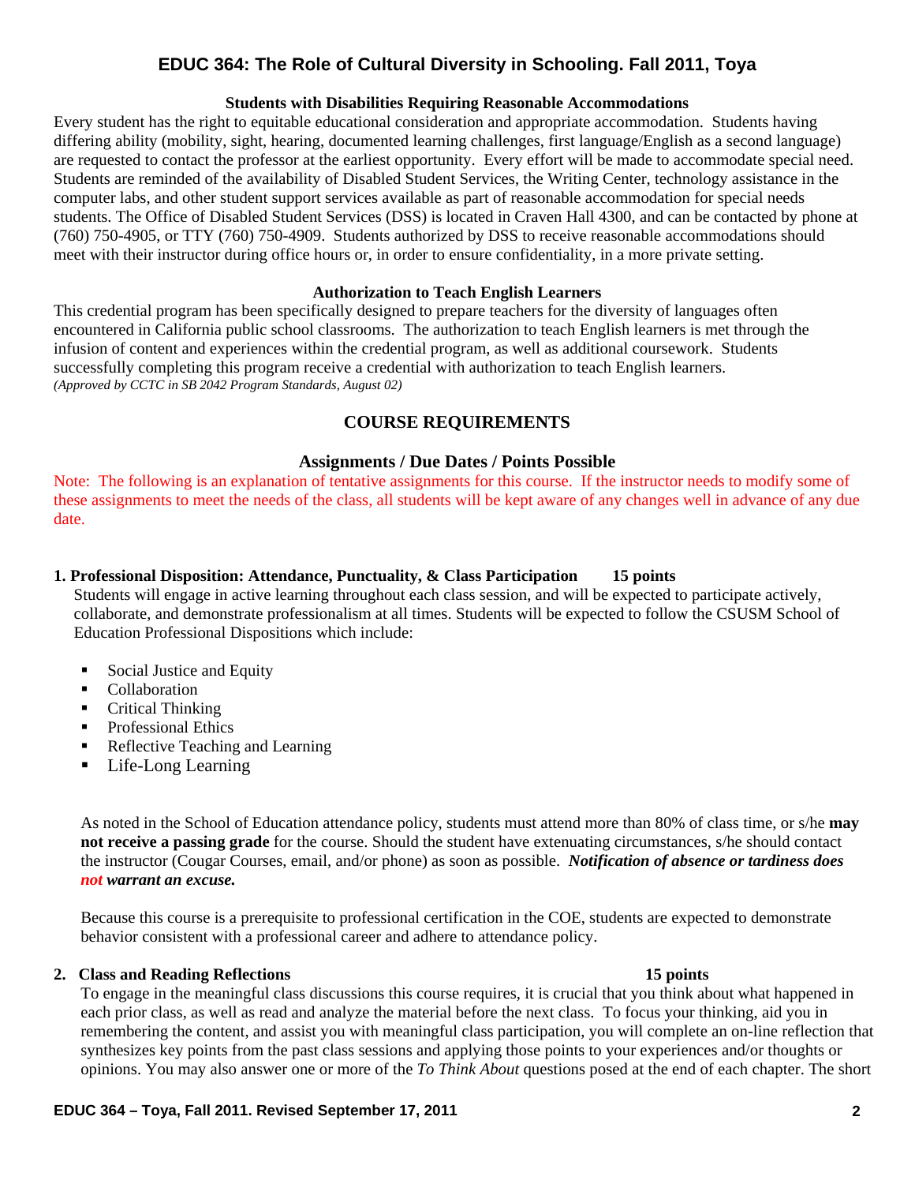## Students with Disabilities Requiring Reasonable Accommodations

Every student has the right to equitable educational consideration and appropriate accommodation. Students having differing ability (mobility, sight, hearing, documented learning challenges, first language/English as a second language) are requested to contact the professor at the earliest opportunity. Every effort will be made to accommodate special need. Students are reminded of the availability of Disabled Student Services, the Writing Center, technology assistance in the computer labs, and other student support services available as part of reasonable accommodation for special needs students. The Office of Disabled Student Services (DSS) is located in Craven Hall 4300, and can be contacted by phone at (760) 750-4905, or TTY (760) 750-4909. Students authorized by DSS to receive reasonable accommodations should meet with their instructor during office hours or, in order to ensure confidentiality, in a more private setting.

## Authorization to Teach English Learners

This credential program has been specifically designed to prepare teachers for the diversity of languages often encountered in California public school classrooms. The authorization to teach English learners is met through the infusion of content and experiences within the credential program, as well as additional coursework. Students successfully completing this program receive a credential with authorization to teach English learners.
*(Approved by CCTC in SB 2042 Program Standards, August 02)*

# COURSE REQUIREMENTS

## Assignments / Due Dates / Points Possible

Note: The following is an explanation of tentative assignments for this course. If the instructor needs to modify some of these assignments to meet the needs of the class, all students will be kept aware of any changes well in advance of any due date.

**1. Professional Disposition: Attendance, Punctuality, & Class Participation 15 points**

Students will engage in active learning throughout each class session, and will be expected to participate actively, collaborate, and demonstrate professionalism at all times. Students will be expected to follow the CSUSM School of Education Professional Dispositions which include:

- Social Justice and Equity
- Collaboration
- Critical Thinking
- Professional Ethics
- Reflective Teaching and Learning
- Life-Long Learning

As noted in the School of Education attendance policy, students must attend more than 80% of class time, or s/he **may not receive a passing grade** for the course. Should the student have extenuating circumstances, s/he should contact the instructor (Cougar Courses, email, and/or phone) as soon as possible. ***Notification of absence or tardiness does not warrant an excuse.***

Because this course is a prerequisite to professional certification in the COE, students are expected to demonstrate behavior consistent with a professional career and adhere to attendance policy.

**2. Class and Reading Reflections 15 points**

To engage in the meaningful class discussions this course requires, it is crucial that you think about what happened in each prior class, as well as read and analyze the material before the next class. To focus your thinking, aid you in remembering the content, and assist you with meaningful class participation, you will complete an on-line reflection that synthesizes key points from the past class sessions and applying those points to your experiences and/or thoughts or opinions. You may also answer one or more of the *To Think About* questions posed at the end of each chapter. The short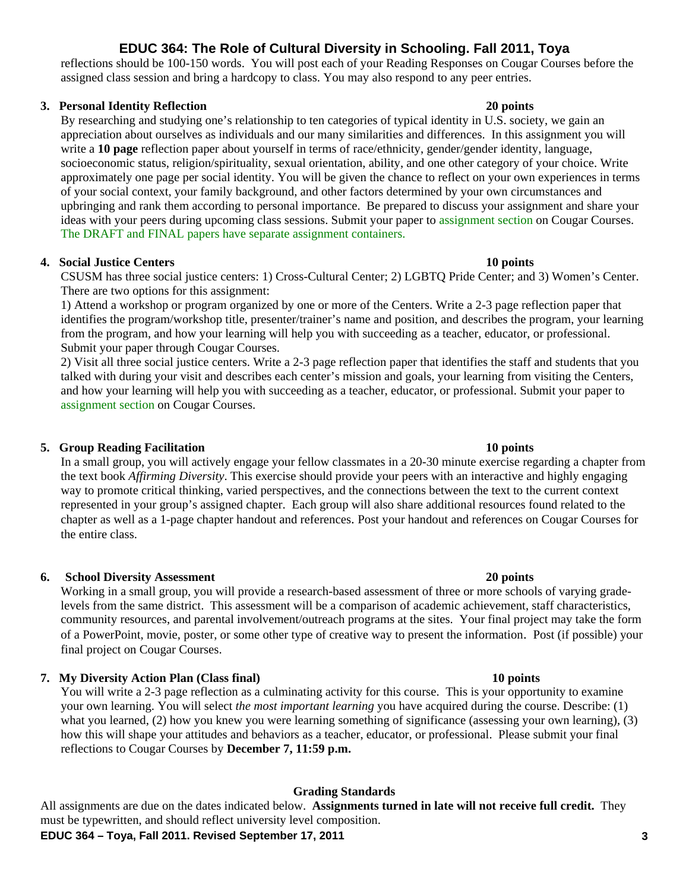reflections should be 100-150 words. You will post each of your Reading Responses on Cougar Courses before the assigned class session and bring a hardcopy to class. You may also respond to any peer entries.

3. **Personal Identity Reflection** **20 points**

By researching and studying one's relationship to ten categories of typical identity in U.S. society, we gain an appreciation about ourselves as individuals and our many similarities and differences. In this assignment you will write a **10 page** reflection paper about yourself in terms of race/ethnicity, gender/gender identity, language, socioeconomic status, religion/spirituality, sexual orientation, ability, and one other category of your choice. Write approximately one page per social identity. You will be given the chance to reflect on your own experiences in terms of your social context, your family background, and other factors determined by your own circumstances and upbringing and rank them according to personal importance. Be prepared to discuss your assignment and share your ideas with your peers during upcoming class sessions. Submit your paper to assignment section on Cougar Courses. The DRAFT and FINAL papers have separate assignment containers.

4. **Social Justice Centers** **10 points**

CSUSM has three social justice centers: 1) Cross-Cultural Center; 2) LGBTQ Pride Center; and 3) Women's Center. There are two options for this assignment:

1) Attend a workshop or program organized by one or more of the Centers. Write a 2-3 page reflection paper that identifies the program/workshop title, presenter/trainer's name and position, and describes the program, your learning from the program, and how your learning will help you with succeeding as a teacher, educator, or professional. Submit your paper through Cougar Courses.

2) Visit all three social justice centers. Write a 2-3 page reflection paper that identifies the staff and students that you talked with during your visit and describes each center's mission and goals, your learning from visiting the Centers, and how your learning will help you with succeeding as a teacher, educator, or professional. Submit your paper to assignment section on Cougar Courses.

5. **Group Reading Facilitation** **10 points**

In a small group, you will actively engage your fellow classmates in a 20-30 minute exercise regarding a chapter from the text book *Affirming Diversity*. This exercise should provide your peers with an interactive and highly engaging way to promote critical thinking, varied perspectives, and the connections between the text to the current context represented in your group's assigned chapter. Each group will also share additional resources found related to the chapter as well as a 1-page chapter handout and references. Post your handout and references on Cougar Courses for the entire class.

6. **School Diversity Assessment** **20 points**

Working in a small group, you will provide a research-based assessment of three or more schools of varying grade-levels from the same district. This assessment will be a comparison of academic achievement, staff characteristics, community resources, and parental involvement/outreach programs at the sites. Your final project may take the form of a PowerPoint, movie, poster, or some other type of creative way to present the information. Post (if possible) your final project on Cougar Courses.

7. **My Diversity Action Plan (Class final)** **10 points**

You will write a 2-3 page reflection as a culminating activity for this course. This is your opportunity to examine your own learning. You will select *the most important learning* you have acquired during the course. Describe: (1) what you learned, (2) how you knew you were learning something of significance (assessing your own learning), (3) how this will shape your attitudes and behaviors as a teacher, educator, or professional. Please submit your final reflections to Cougar Courses by **December 7, 11:59 p.m.**

## Grading Standards

All assignments are due on the dates indicated below. **Assignments turned in late will not receive full credit.** They must be typewritten, and should reflect university level composition.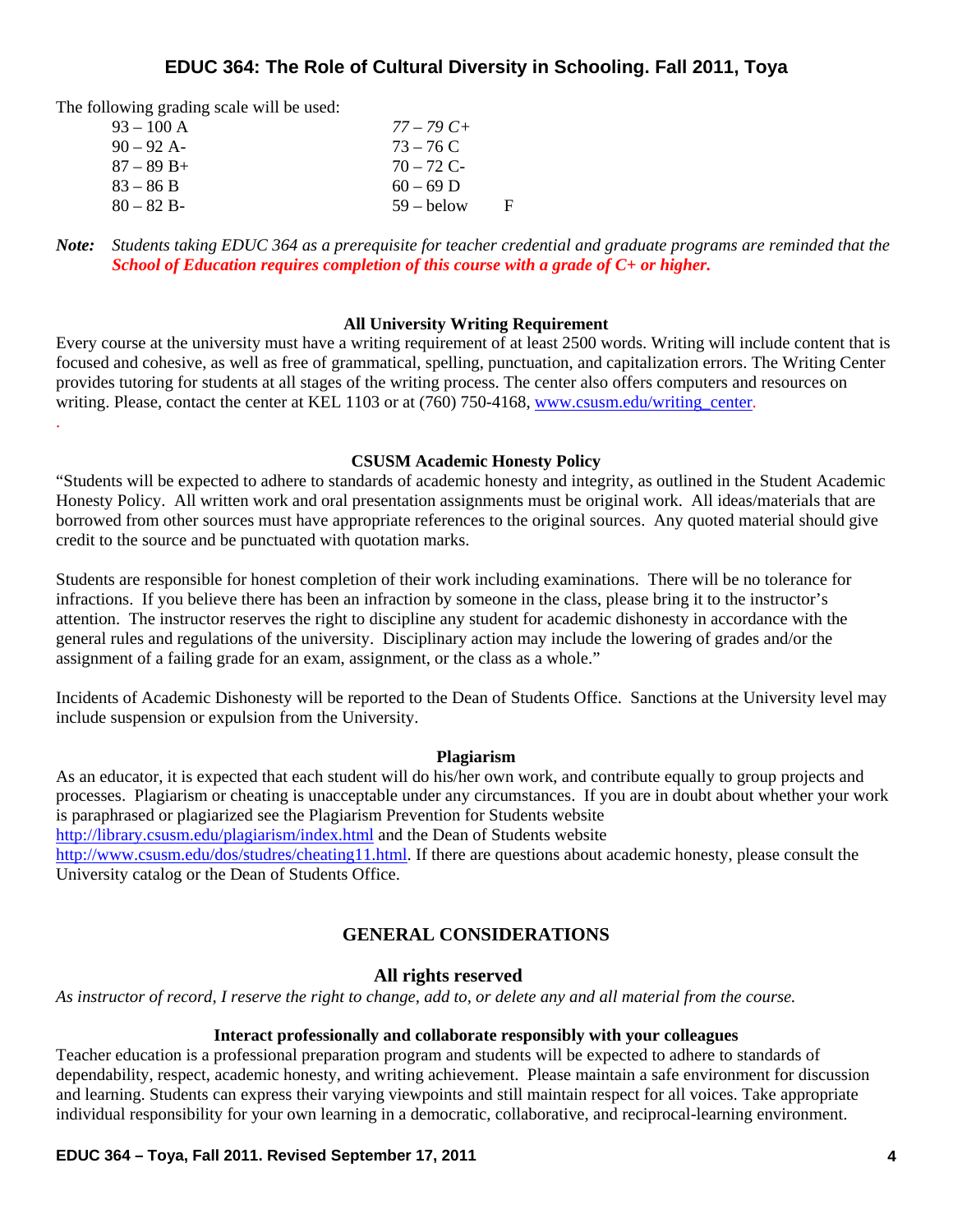The following grading scale will be used:

| | |
|---|---|
| 93 – 100 A | *77 – 79 C+* |
| 90 – 92 A- | 73 – 76 C |
| 87 – 89 B+ | 70 – 72 C- |
| 83 – 86 B | 60 – 69 D |
| 80 – 82 B- | 59 – below F |

***Note:*** *Students taking EDUC 364 as a prerequisite for teacher credential and graduate programs are reminded that the* ***School of Education requires completion of this course with a grade of C+ or higher.***

**All University Writing Requirement**

Every course at the university must have a writing requirement of at least 2500 words. Writing will include content that is focused and cohesive, as well as free of grammatical, spelling, punctuation, and capitalization errors. The Writing Center provides tutoring for students at all stages of the writing process. The center also offers computers and resources on writing. Please, contact the center at KEL 1103 or at (760) 750-4168, www.csusm.edu/writing_center.

**CSUSM Academic Honesty Policy**

"Students will be expected to adhere to standards of academic honesty and integrity, as outlined in the Student Academic Honesty Policy. All written work and oral presentation assignments must be original work. All ideas/materials that are borrowed from other sources must have appropriate references to the original sources. Any quoted material should give credit to the source and be punctuated with quotation marks.

Students are responsible for honest completion of their work including examinations. There will be no tolerance for infractions. If you believe there has been an infraction by someone in the class, please bring it to the instructor's attention. The instructor reserves the right to discipline any student for academic dishonesty in accordance with the general rules and regulations of the university. Disciplinary action may include the lowering of grades and/or the assignment of a failing grade for an exam, assignment, or the class as a whole."

Incidents of Academic Dishonesty will be reported to the Dean of Students Office. Sanctions at the University level may include suspension or expulsion from the University.

**Plagiarism**

As an educator, it is expected that each student will do his/her own work, and contribute equally to group projects and processes. Plagiarism or cheating is unacceptable under any circumstances. If you are in doubt about whether your work is paraphrased or plagiarized see the Plagiarism Prevention for Students website http://library.csusm.edu/plagiarism/index.html and the Dean of Students website http://www.csusm.edu/dos/studres/cheating11.html. If there are questions about academic honesty, please consult the University catalog or the Dean of Students Office.

## GENERAL CONSIDERATIONS

### All rights reserved

*As instructor of record, I reserve the right to change, add to, or delete any and all material from the course.*

**Interact professionally and collaborate responsibly with your colleagues**

Teacher education is a professional preparation program and students will be expected to adhere to standards of dependability, respect, academic honesty, and writing achievement. Please maintain a safe environment for discussion and learning. Students can express their varying viewpoints and still maintain respect for all voices. Take appropriate individual responsibility for your own learning in a democratic, collaborative, and reciprocal-learning environment.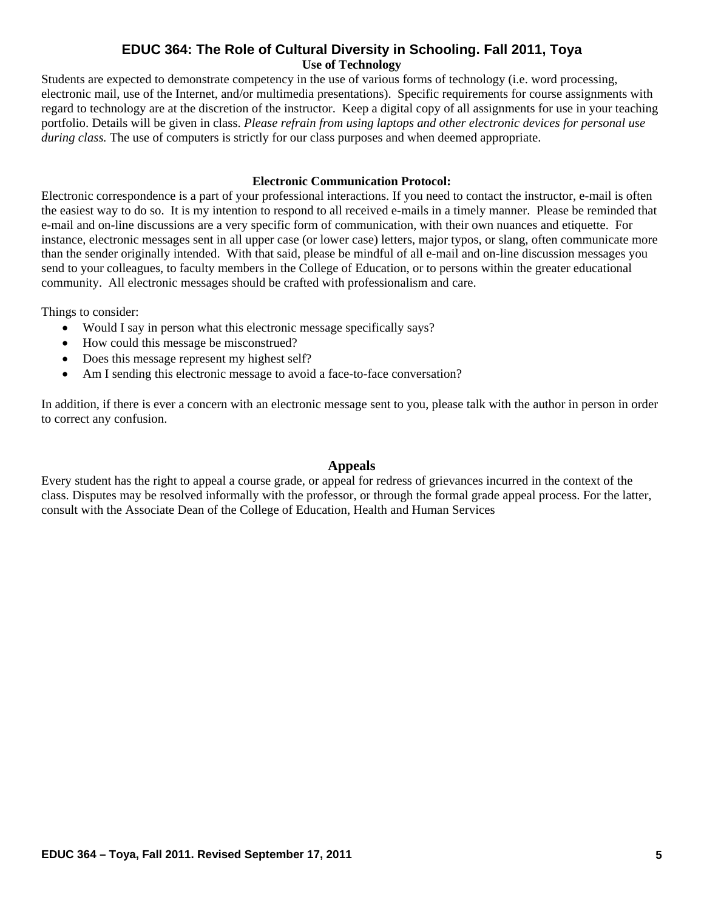### Use of Technology

Students are expected to demonstrate competency in the use of various forms of technology (i.e. word processing, electronic mail, use of the Internet, and/or multimedia presentations). Specific requirements for course assignments with regard to technology are at the discretion of the instructor. Keep a digital copy of all assignments for use in your teaching portfolio. Details will be given in class. *Please refrain from using laptops and other electronic devices for personal use during class.* The use of computers is strictly for our class purposes and when deemed appropriate.

### Electronic Communication Protocol:

Electronic correspondence is a part of your professional interactions. If you need to contact the instructor, e-mail is often the easiest way to do so. It is my intention to respond to all received e-mails in a timely manner. Please be reminded that e-mail and on-line discussions are a very specific form of communication, with their own nuances and etiquette. For instance, electronic messages sent in all upper case (or lower case) letters, major typos, or slang, often communicate more than the sender originally intended. With that said, please be mindful of all e-mail and on-line discussion messages you send to your colleagues, to faculty members in the College of Education, or to persons within the greater educational community. All electronic messages should be crafted with professionalism and care.

Things to consider:

- Would I say in person what this electronic message specifically says?
- How could this message be misconstrued?
- Does this message represent my highest self?
- Am I sending this electronic message to avoid a face-to-face conversation?

In addition, if there is ever a concern with an electronic message sent to you, please talk with the author in person in order to correct any confusion.

## Appeals

Every student has the right to appeal a course grade, or appeal for redress of grievances incurred in the context of the class. Disputes may be resolved informally with the professor, or through the formal grade appeal process. For the latter, consult with the Associate Dean of the College of Education, Health and Human Services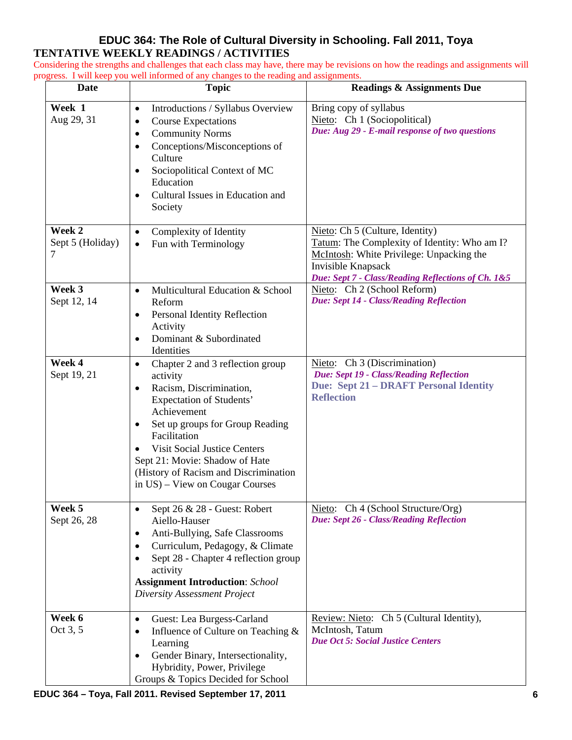# EDUC 364: The Role of Cultural Diversity in Schooling. Fall 2011, Toya

## TENTATIVE WEEKLY READINGS / ACTIVITIES

Considering the strengths and challenges that each class may have, there may be revisions on how the readings and assignments will progress. I will keep you well informed of any changes to the reading and assignments.

| Date | Topic | Readings & Assignments Due |
|---|---|---|
| **Week 1**<br>Aug 29, 31 | • Introductions / Syllabus Overview<br>• Course Expectations<br>• Community Norms<br>• Conceptions/Misconceptions of Culture<br>• Sociopolitical Context of MC Education<br>• Cultural Issues in Education and Society | Bring copy of syllabus<br>Nieto: Ch 1 (Sociopolitical)<br>***Due: Aug 29 - E-mail response of two questions*** |
| **Week 2**<br>Sept 5 (Holiday) 7 | • Complexity of Identity<br>• Fun with Terminology | Nieto: Ch 5 (Culture, Identity)<br>Tatum: The Complexity of Identity: Who am I?<br>McIntosh: White Privilege: Unpacking the Invisible Knapsack<br>***Due: Sept 7 - Class/Reading Reflections of Ch. 1&5*** |
| **Week 3**<br>Sept 12, 14 | • Multicultural Education & School Reform<br>• Personal Identity Reflection Activity<br>• Dominant & Subordinated Identities | Nieto: Ch 2 (School Reform)<br>***Due: Sept 14 - Class/Reading Reflection*** |
| **Week 4**<br>Sept 19, 21 | • Chapter 2 and 3 reflection group activity<br>• Racism, Discrimination, Expectation of Students' Achievement<br>• Set up groups for Group Reading Facilitation<br>• Visit Social Justice Centers<br>Sept 21: Movie: Shadow of Hate (History of Racism and Discrimination in US) – View on Cougar Courses | Nieto: Ch 3 (Discrimination)<br>***Due: Sept 19 - Class/Reading Reflection***<br>**Due: Sept 21 – DRAFT Personal Identity Reflection** |
| **Week 5**<br>Sept 26, 28 | • Sept 26 & 28 - Guest: Robert Aiello-Hauser<br>• Anti-Bullying, Safe Classrooms<br>• Curriculum, Pedagogy, & Climate<br>• Sept 28 - Chapter 4 reflection group activity<br>**Assignment Introduction**: *School Diversity Assessment Project* | Nieto: Ch 4 (School Structure/Org)<br>***Due: Sept 26 - Class/Reading Reflection*** |
| **Week 6**<br>Oct 3, 5 | • Guest: Lea Burgess-Carland<br>• Influence of Culture on Teaching & Learning<br>• Gender Binary, Intersectionality, Hybridity, Power, Privilege<br>Groups & Topics Decided for School | Review: Nieto: Ch 5 (Cultural Identity), McIntosh, Tatum<br>***Due Oct 5: Social Justice Centers*** |

EDUC 364 – Toya, Fall 2011. Revised September 17, 2011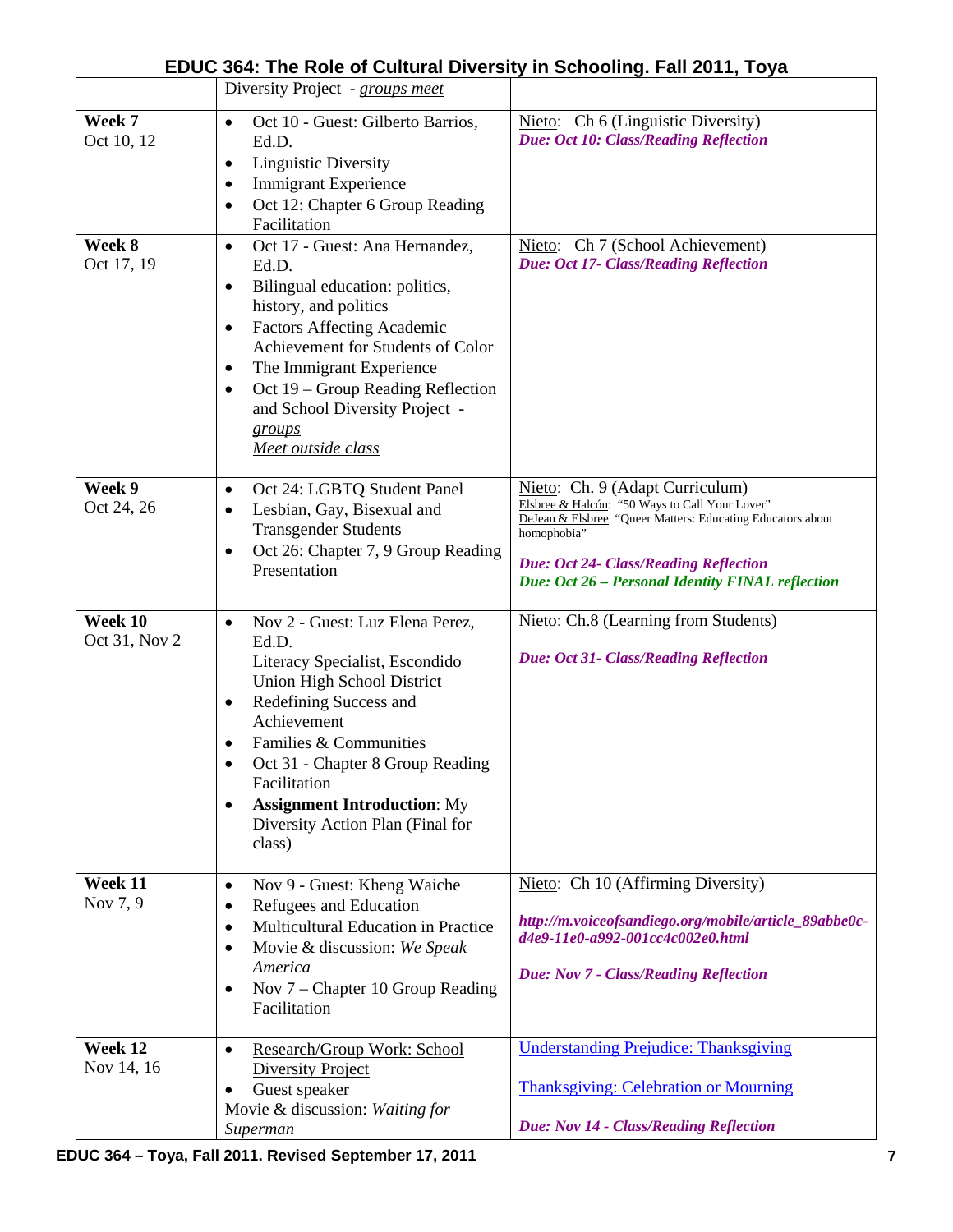# EDUC 364: The Role of Cultural Diversity in Schooling. Fall 2011, Toya

| | | |
|---|---|---|
| | Diversity Project - *groups meet* | |
| **Week 7** Oct 10, 12 | • Oct 10 - Guest: Gilberto Barrios, Ed.D. • Linguistic Diversity • Immigrant Experience • Oct 12: Chapter 6 Group Reading Facilitation | Nieto: Ch 6 (Linguistic Diversity) ***Due: Oct 10: Class/Reading Reflection*** |
| **Week 8** Oct 17, 19 | • Oct 17 - Guest: Ana Hernandez, Ed.D. • Bilingual education: politics, history, and politics • Factors Affecting Academic Achievement for Students of Color • The Immigrant Experience • Oct 19 – Group Reading Reflection and School Diversity Project - *groups Meet outside class* | Nieto: Ch 7 (School Achievement) ***Due: Oct 17- Class/Reading Reflection*** |
| **Week 9** Oct 24, 26 | • Oct 24: LGBTQ Student Panel • Lesbian, Gay, Bisexual and Transgender Students • Oct 26: Chapter 7, 9 Group Reading Presentation | Nieto: Ch. 9 (Adapt Curriculum) Elsbree & Halcón: "50 Ways to Call Your Lover" DeJean & Elsbree "Queer Matters: Educating Educators about homophobia" ***Due: Oct 24- Class/Reading Reflection*** ***Due: Oct 26 – Personal Identity FINAL reflection*** |
| **Week 10** Oct 31, Nov 2 | • Nov 2 - Guest: Luz Elena Perez, Ed.D. Literacy Specialist, Escondido Union High School District • Redefining Success and Achievement • Families & Communities • Oct 31 - Chapter 8 Group Reading Facilitation • **Assignment Introduction**: My Diversity Action Plan (Final for class) | Nieto: Ch.8 (Learning from Students) ***Due: Oct 31- Class/Reading Reflection*** |
| **Week 11** Nov 7, 9 | • Nov 9 - Guest: Kheng Waiche • Refugees and Education • Multicultural Education in Practice • Movie & discussion: *We Speak America* • Nov 7 – Chapter 10 Group Reading Facilitation | Nieto: Ch 10 (Affirming Diversity) ***http://m.voiceofsandiego.org/mobile/article_89abbe0c-d4e9-11e0-a992-001cc4c002e0.html*** ***Due: Nov 7 - Class/Reading Reflection*** |
| **Week 12** Nov 14, 16 | • Research/Group Work: School Diversity Project • Guest speaker Movie & discussion: *Waiting for Superman* | Understanding Prejudice: Thanksgiving Thanksgiving: Celebration or Mourning ***Due: Nov 14 - Class/Reading Reflection*** |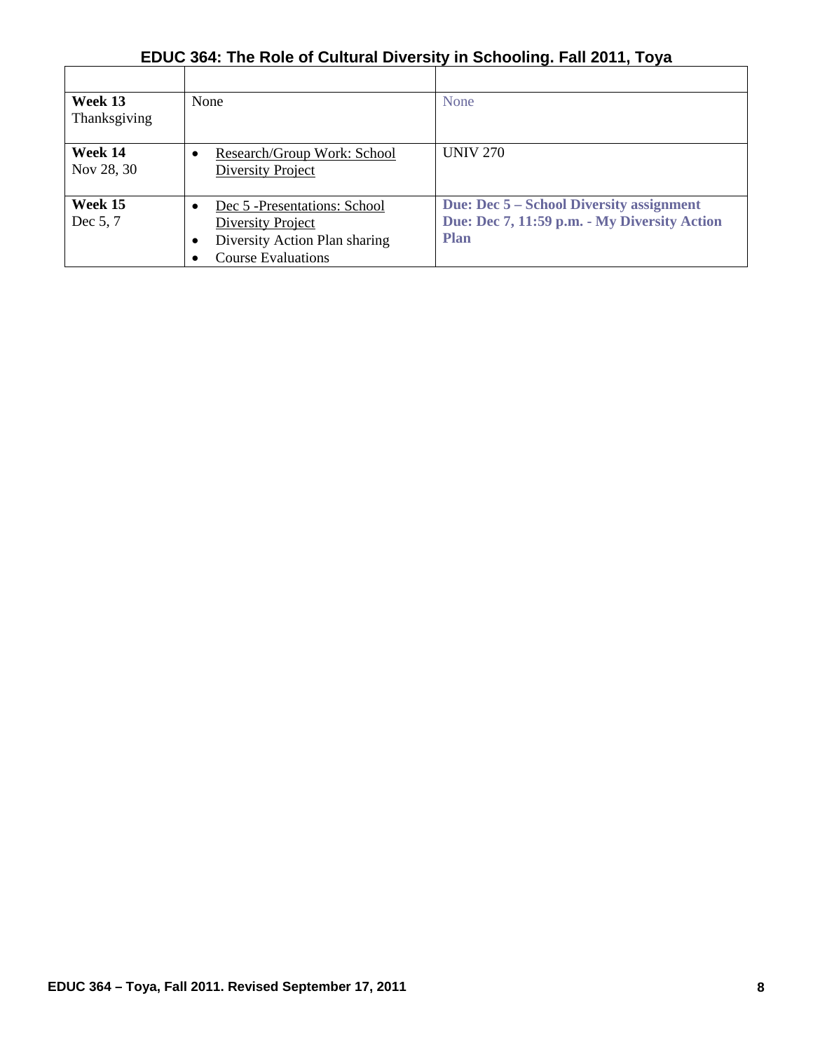| | | |
|---|---|---|
| **Week 13** Thanksgiving | None | None |
| **Week 14** Nov 28, 30 | • Research/Group Work: School Diversity Project | UNIV 270 |
| **Week 15** Dec 5, 7 | • Dec 5 -Presentations: School Diversity Project<br>• Diversity Action Plan sharing<br>• Course Evaluations | **Due: Dec 5 – School Diversity assignment**<br>**Due: Dec 7, 11:59 p.m. - My Diversity Action Plan** |